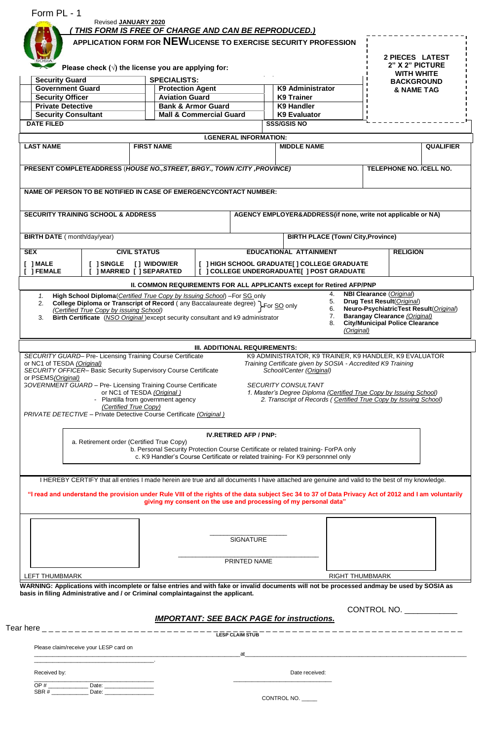Form PL - 1

Revised **JANUARY 2020**

***( THIS FORM IS FREE OF CHARGE AND CAN BE REPRODUCED.)***

**APPLICATION FORM FOR NEW LICENSE TO EXERCISE SECURITY PROFESSION**

**2 PIECES LATEST 2" X 2" PICTURE WITH WHITE BACKGROUND & NAME TAG**

**Please check (√) the license you are applying for:**

| | | | | | |
|---|---|---|---|---|---|
| **Security Guard** | | **SPECIALISTS:** | | | |
| **Government Guard** | | **Protection Agent** | | **K9 Administrator** | |
| **Security Officer** | | **Aviation Guard** | | **K9 Trainer** | |
| **Private Detective** | | **Bank & Armor Guard** | | **K9 Handler** | |
| **Security Consultant** | | **Mall & Commercial Guard** | | **K9 Evaluator** | |
| **DATE FILED** | | | | **SSS/GSIS NO** | |

## I.GENERAL INFORMATION:

| **LAST NAME** | **FIRST NAME** | **MIDDLE NAME** | **QUALIFIER** |
|---|---|---|---|
| | | | |

| **PRESENT COMPLETEADDRESS** (***HOUSE NO.,STREET, BRGY., TOWN /CITY ,PROVINCE)*** | **TELEPHONE NO. /CELL NO.** |
|---|---|
| | |

**NAME OF PERSON TO BE NOTIFIED IN CASE OF EMERGENCYCONTACT NUMBER:**

| **SECURITY TRAINING SCHOOL & ADDRESS** | **AGENCY EMPLOYER&ADDRESS(if none, write not applicable or NA)** |
|---|---|
| | |

| **BIRTH DATE** ( month/day/year) | **BIRTH PLACE (Town/ City,Province)** |
|---|---|
| | |

| **SEX** | **CIVIL STATUS** | **EDUCATIONAL ATTAINMENT** | **RELIGION** |
|---|---|---|---|
| [ ] MALE<br>[ ] FEMALE | [ ] SINGLE [ ] WIDOW/ER<br>[ ] MARRIED [ ] SEPARATED | [ ] HIGH SCHOOL GRADUATE[ ] COLLEGE GRADUATE<br>[ ] COLLEGE UNDERGRADUATE[ ] POST GRADUATE | |

## II. COMMON REQUIREMENTS FOR ALL APPLICANTS except for Retired AFP/PNP

1. **High School Diploma**(*Certified True Copy by Issuing School*) –For SG only
2. **College Diploma or Transcript of Record** ( any Baccalaureate degree) (*Certified True Copy by issuing School)* } For SO only
3. **Birth Certificate** (*NSO Original* )except security consultant and k9 administrator
4. **NBI Clearance** (*Original*)
5. **Drug Test Result**(*Original*)
6. **Neuro-PsychiatricTest Result**(*Original*)
7. **Barangay Clearance** *(Original)*
8. **City/Municipal Police Clearance** *(Original)*

## III. ADDITIONAL REQUIREMENTS:

*SECURITY GUARD*– Pre- Licensing Training Course Certificate or NC1 of TESDA *(Original)*

*SECURITY OFFICER*– Basic Security Supervisory Course Certificate or PSEMS*(Original)*

*GOVERNMENT GUARD* – Pre- Licensing Training Course Certificate or NC1 of TESDA *(Original )*
- Plantilla from government agency *(Certified True Copy)*

*PRIVATE DETECTIVE* – Private Detective Course Certificate *(Original )*

K9 ADMINISTRATOR, K9 TRAINER, K9 HANDLER, K9 EVALUATOR
*Training Certificate given by SOSIA - Accredited K9 Training School/Center (Original)*

*SECURITY CONSULTANT*
1. *Master's Degree Diploma (Certified True Copy by Issuing School)*
2. *Transcript of Records ( Certified True Copy by Issuing School)*

**IV.RETIRED AFP / PNP:**

a. Retirement order (Certified True Copy)
b. Personal Security Protection Course Certificate or related training- ForPA only
c. K9 Handler's Course Certificate or related training- For K9 personnel only

I HEREBY CERTIFY that all entries I made herein are true and all documents I have attached are genuine and valid to the best of my knowledge.

**"I read and understand the provision under Rule VIII of the rights of the data subject Sec 34 to 37 of Data Privacy Act of 2012 and I am voluntarily giving my consent on the use and processing of my personal data"**

_____________________
SIGNATURE

_____________________
PRINTED NAME

LEFT THUMBMARK — RIGHT THUMBMARK

**WARNING: Applications with incomplete or false entries and with fake or invalid documents will not be processed andmay be used by SOSIA as basis in filing Administrative and / or Criminal complaintagainst the applicant.**

CONTROL NO. ___________

***IMPORTANT: SEE BACK PAGE for instructions.***

Tear here _ _ _ _ _ _ _ _ _ _ _ _ _ _ _ _ _ _ _ _ _ _ _ _ _ _ _ _ _ _ _ _ _ _ _ _ _ _ _ _ _ _ _ _ _ _ _ _ _ _ _ _ _ _

**LESP CLAIM STUB**

Please claim/receive your LESP card on _______________________________ at _______________________________.

Received by: _______________________ Date received: _______________________

OP # ____________ Date: _______________
SBR # ____________ Date: _______________

CONTROL NO. _____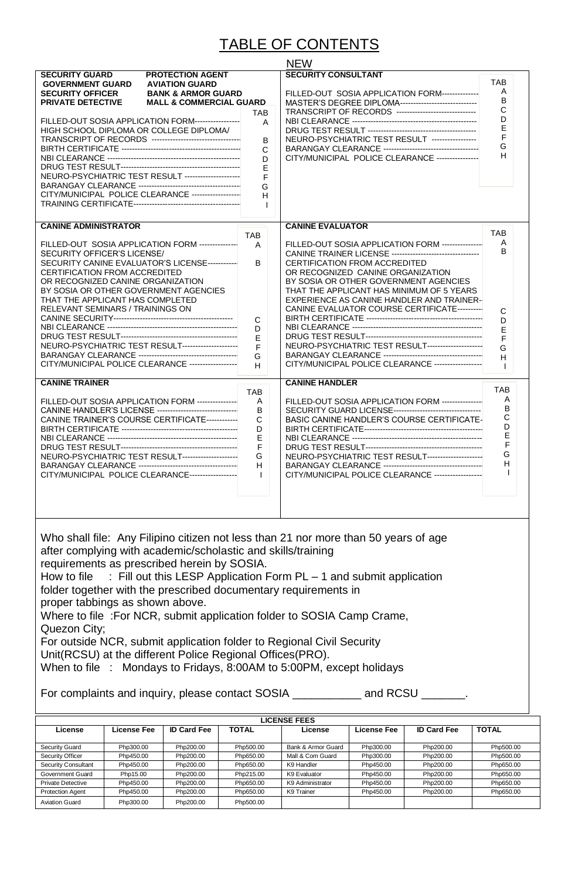# TABLE OF CONTENTS

### SECURITY GUARD / PROTECTION AGENT / GOVERNMENT GUARD / AVIATION GUARD / SECURITY OFFICER / BANK & ARMOR GUARD / PRIVATE DETECTIVE / MALL & COMMERCIAL GUARD

| Requirement | TAB |
|---|---|
| FILLED-OUT SOSIA APPLICATION FORM | A |
| HIGH SCHOOL DIPLOMA OR COLLEGE DIPLOMA/ TRANSCRIPT OF RECORDS | B |
| BIRTH CERTIFICATE | C |
| NBI CLEARANCE | D |
| DRUG TEST RESULT | E |
| NEURO-PSYCHIATRIC TEST RESULT | F |
| BARANGAY CLEARANCE | G |
| CITY/MUNICIPAL POLICE CLEARANCE | H |
| TRAINING CERTIFICATE | I |

### NEW SECURITY CONSULTANT

| Requirement | TAB |
|---|---|
| FILLED-OUT SOSIA APPLICATION FORM | A |
| MASTER'S DEGREE DIPLOMA | B |
| TRANSCRIPT OF RECORDS | C |
| NBI CLEARANCE | D |
| DRUG TEST RESULT | E |
| NEURO-PSYCHIATRIC TEST RESULT | F |
| BARANGAY CLEARANCE | G |
| CITY/MUNICIPAL POLICE CLEARANCE | H |

### CANINE ADMINISTRATOR

| Requirement | TAB |
|---|---|
| FILLED-OUT SOSIA APPLICATION FORM | A |
| SECURITY OFFICER'S LICENSE/ SECURITY CANINE EVALUATOR'S LICENSE | B |
| CERTIFICATION FROM ACCREDITED OR RECOGNIZED CANINE ORGANIZATION BY SOSIA OR OTHER GOVERNMENT AGENCIES THAT THE APPLICANT HAS COMPLETED RELEVANT SEMINARS / TRAININGS ON CANINE SECURITY | C |
| NBI CLEARANCE | D |
| DRUG TEST RESULT | E |
| NEURO-PSYCHIATRIC TEST RESULT | F |
| BARANGAY CLEARANCE | G |
| CITY/MUNICIPAL POLICE CLEARANCE | H |

### CANINE EVALUATOR

| Requirement | TAB |
|---|---|
| FILLED-OUT SOSIA APPLICATION FORM | A |
| CANINE TRAINER LICENSE | B |
| CERTIFICATION FROM ACCREDITED OR RECOGNIZED CANINE ORGANIZATION BY SOSIA OR OTHER GOVERNMENT AGENCIES THAT THE APPLICANT HAS MINIMUM OF 5 YEARS EXPERIENCE AS CANINE HANDLER AND TRAINER-CANINE EVALUATOR COURSE CERTIFICATE | C |
| BIRTH CERTIFICATE | D |
| NBI CLEARANCE | E |
| DRUG TEST RESULT | F |
| NEURO-PSYCHIATRIC TEST RESULT | G |
| BARANGAY CLEARANCE | H |
| CITY/MUNICIPAL POLICE CLEARANCE | I |

### CANINE TRAINER

| Requirement | TAB |
|---|---|
| FILLED-OUT SOSIA APPLICATION FORM | A |
| CANINE HANDLER'S LICENSE | B |
| CANINE TRAINER'S COURSE CERTIFICATE | C |
| BIRTH CERTIFICATE | D |
| NBI CLEARANCE | E |
| DRUG TEST RESULT | F |
| NEURO-PSYCHIATRIC TEST RESULT | G |
| BARANGAY CLEARANCE | H |
| CITY/MUNICIPAL POLICE CLEARANCE | I |

### CANINE HANDLER

| Requirement | TAB |
|---|---|
| FILLED-OUT SOSIA APPLICATION FORM | A |
| SECURITY GUARD LICENSE | B |
| BASIC CANINE HANDLER'S COURSE CERTIFICATE | C |
| BIRTH CERTIFICATE | D |
| NBI CLEARANCE | E |
| DRUG TEST RESULT | F |
| NEURO-PSYCHIATRIC TEST RESULT | G |
| BARANGAY CLEARANCE | H |
| CITY/MUNICIPAL POLICE CLEARANCE | I |

Who shall file: Any Filipino citizen not less than 21 nor more than 50 years of age after complying with academic/scholastic and skills/training requirements as prescribed herein by SOSIA.

How to file : Fill out this LESP Application Form PL – 1 and submit application folder together with the prescribed documentary requirements in proper tabbings as shown above.

Where to file :For NCR, submit application folder to SOSIA Camp Crame, Quezon City;

For outside NCR, submit application folder to Regional Civil Security Unit(RCSU) at the different Police Regional Offices(PRO).

When to file : Mondays to Fridays, 8:00AM to 5:00PM, except holidays

For complaints and inquiry, please contact SOSIA ___________ and RCSU _______.

**LICENSE FEES**

| License | License Fee | ID Card Fee | TOTAL | License | License Fee | ID Card Fee | TOTAL |
|---|---|---|---|---|---|---|---|
| Security Guard | Php300.00 | Php200.00 | Php500.00 | Bank & Armor Guard | Php300.00 | Php200.00 | Php500.00 |
| Security Officer | Php450.00 | Php200.00 | Php650.00 | Mall & Com Guard | Php300.00 | Php200.00 | Php500.00 |
| Security Consultant | Php450.00 | Php200.00 | Php650.00 | K9 Handler | Php450.00 | Php200.00 | Php650.00 |
| Government Guard | Php15.00 | Php200.00 | Php215.00 | K9 Evaluator | Php450.00 | Php200.00 | Php650.00 |
| Private Detective | Php450.00 | Php200.00 | Php650.00 | K9 Administrator | Php450.00 | Php200.00 | Php650.00 |
| Protection Agent | Php450.00 | Php200.00 | Php650.00 | K9 Trainer | Php450.00 | Php200.00 | Php650.00 |
| Aviation Guard | Php300.00 | Php200.00 | Php500.00 | | | | |